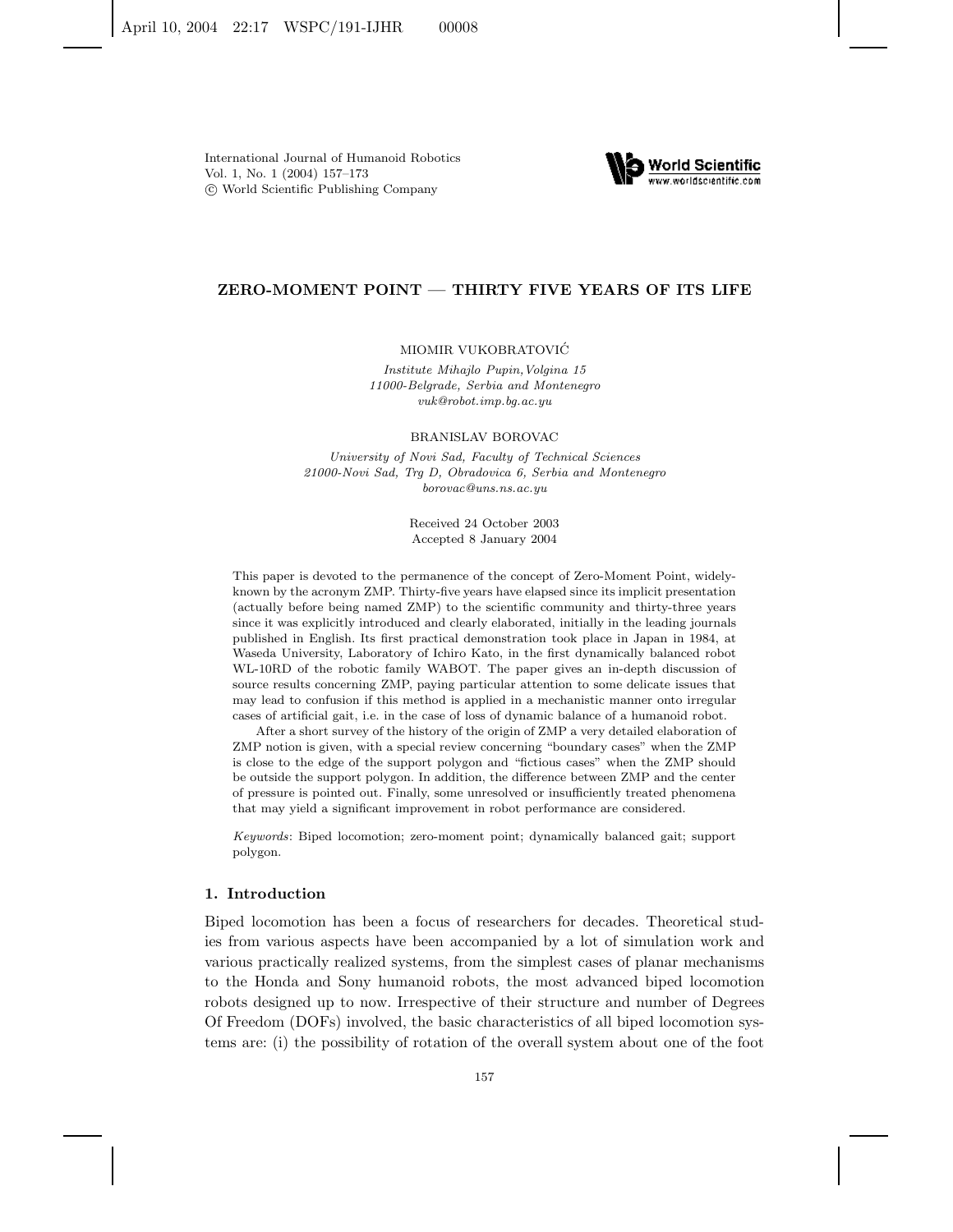International Journal of Humanoid Robotics
Vol. 1, No. 1 (2004) 157–173
© World Scientific Publishing Company

# ZERO-MOMENT POINT — THIRTY FIVE YEARS OF ITS LIFE

MIOMIR VUKOBRATOVIĆ

*Institute Mihajlo Pupin, Volgina 15*
*11000-Belgrade, Serbia and Montenegro*
*vuk@robot.imp.bg.ac.yu*

BRANISLAV BOROVAC

*University of Novi Sad, Faculty of Technical Sciences*
*21000-Novi Sad, Trg D, Obradovica 6, Serbia and Montenegro*
*borovac@uns.ns.ac.yu*

Received 24 October 2003
Accepted 8 January 2004

This paper is devoted to the permanence of the concept of Zero-Moment Point, widely-known by the acronym ZMP. Thirty-five years have elapsed since its implicit presentation (actually before being named ZMP) to the scientific community and thirty-three years since it was explicitly introduced and clearly elaborated, initially in the leading journals published in English. Its first practical demonstration took place in Japan in 1984, at Waseda University, Laboratory of Ichiro Kato, in the first dynamically balanced robot WL-10RD of the robotic family WABOT. The paper gives an in-depth discussion of source results concerning ZMP, paying particular attention to some delicate issues that may lead to confusion if this method is applied in a mechanistic manner onto irregular cases of artificial gait, i.e. in the case of loss of dynamic balance of a humanoid robot.

After a short survey of the history of the origin of ZMP a very detailed elaboration of ZMP notion is given, with a special review concerning "boundary cases" when the ZMP is close to the edge of the support polygon and "fictious cases" when the ZMP should be outside the support polygon. In addition, the difference between ZMP and the center of pressure is pointed out. Finally, some unresolved or insufficiently treated phenomena that may yield a significant improvement in robot performance are considered.

*Keywords*: Biped locomotion; zero-moment point; dynamically balanced gait; support polygon.

## 1. Introduction

Biped locomotion has been a focus of researchers for decades. Theoretical studies from various aspects have been accompanied by a lot of simulation work and various practically realized systems, from the simplest cases of planar mechanisms to the Honda and Sony humanoid robots, the most advanced biped locomotion robots designed up to now. Irrespective of their structure and number of Degrees Of Freedom (DOFs) involved, the basic characteristics of all biped locomotion systems are: (i) the possibility of rotation of the overall system about one of the foot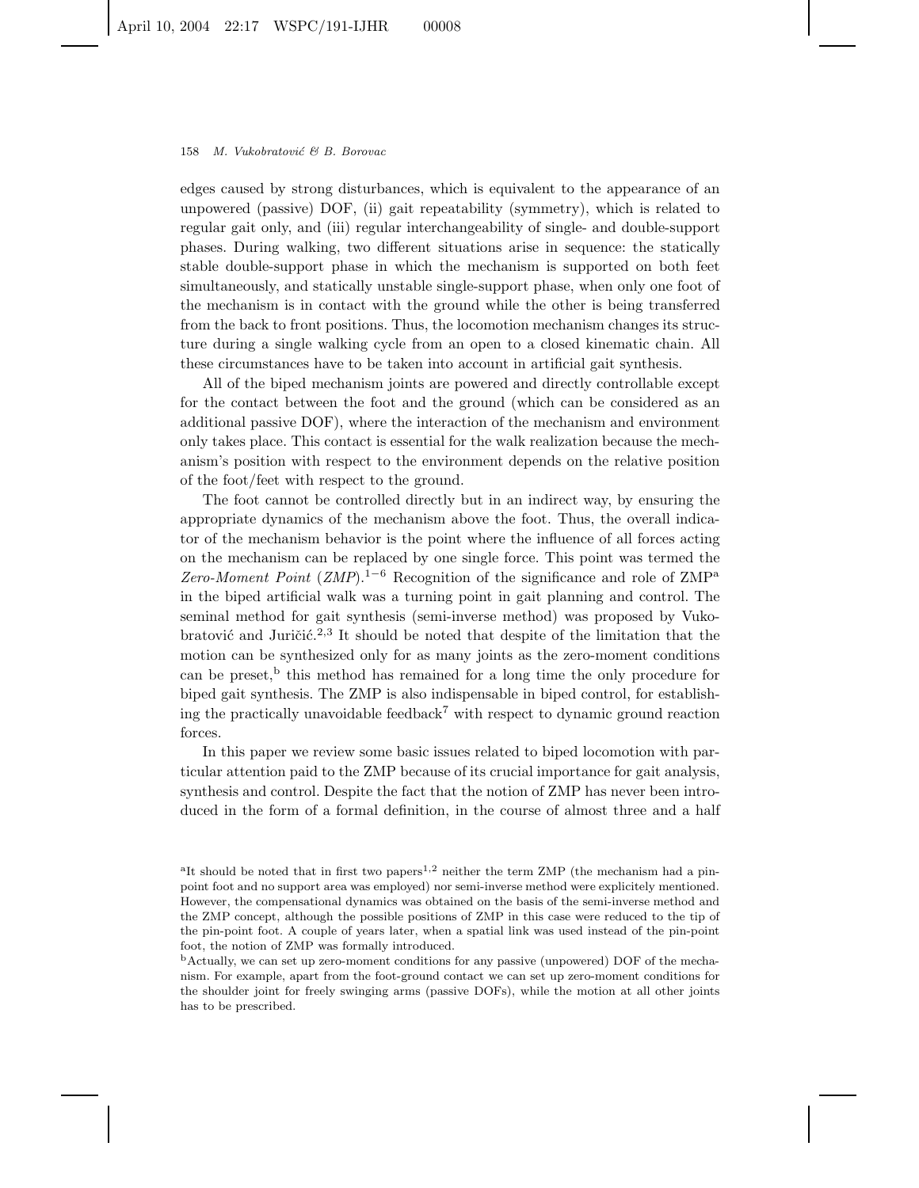edges caused by strong disturbances, which is equivalent to the appearance of an unpowered (passive) DOF, (ii) gait repeatability (symmetry), which is related to regular gait only, and (iii) regular interchangeability of single- and double-support phases. During walking, two different situations arise in sequence: the statically stable double-support phase in which the mechanism is supported on both feet simultaneously, and statically unstable single-support phase, when only one foot of the mechanism is in contact with the ground while the other is being transferred from the back to front positions. Thus, the locomotion mechanism changes its structure during a single walking cycle from an open to a closed kinematic chain. All these circumstances have to be taken into account in artificial gait synthesis.

All of the biped mechanism joints are powered and directly controllable except for the contact between the foot and the ground (which can be considered as an additional passive DOF), where the interaction of the mechanism and environment only takes place. This contact is essential for the walk realization because the mechanism's position with respect to the environment depends on the relative position of the foot/feet with respect to the ground.

The foot cannot be controlled directly but in an indirect way, by ensuring the appropriate dynamics of the mechanism above the foot. Thus, the overall indicator of the mechanism behavior is the point where the influence of all forces acting on the mechanism can be replaced by one single force. This point was termed the *Zero-Moment Point* (*ZMP*).[1–6] Recognition of the significance and role of ZMP[a] in the biped artificial walk was a turning point in gait planning and control. The seminal method for gait synthesis (semi-inverse method) was proposed by Vukobratović and Juričić.[2,3] It should be noted that despite of the limitation that the motion can be synthesized only for as many joints as the zero-moment conditions can be preset,[b] this method has remained for a long time the only procedure for biped gait synthesis. The ZMP is also indispensable in biped control, for establishing the practically unavoidable feedback[7] with respect to dynamic ground reaction forces.

In this paper we review some basic issues related to biped locomotion with particular attention paid to the ZMP because of its crucial importance for gait analysis, synthesis and control. Despite the fact that the notion of ZMP has never been introduced in the form of a formal definition, in the course of almost three and a half

[a]It should be noted that in first two papers[1,2] neither the term ZMP (the mechanism had a pin-point foot and no support area was employed) nor semi-inverse method were explicitely mentioned. However, the compensational dynamics was obtained on the basis of the semi-inverse method and the ZMP concept, although the possible positions of ZMP in this case were reduced to the tip of the pin-point foot. A couple of years later, when a spatial link was used instead of the pin-point foot, the notion of ZMP was formally introduced.

[b]Actually, we can set up zero-moment conditions for any passive (unpowered) DOF of the mechanism. For example, apart from the foot-ground contact we can set up zero-moment conditions for the shoulder joint for freely swinging arms (passive DOFs), while the motion at all other joints has to be prescribed.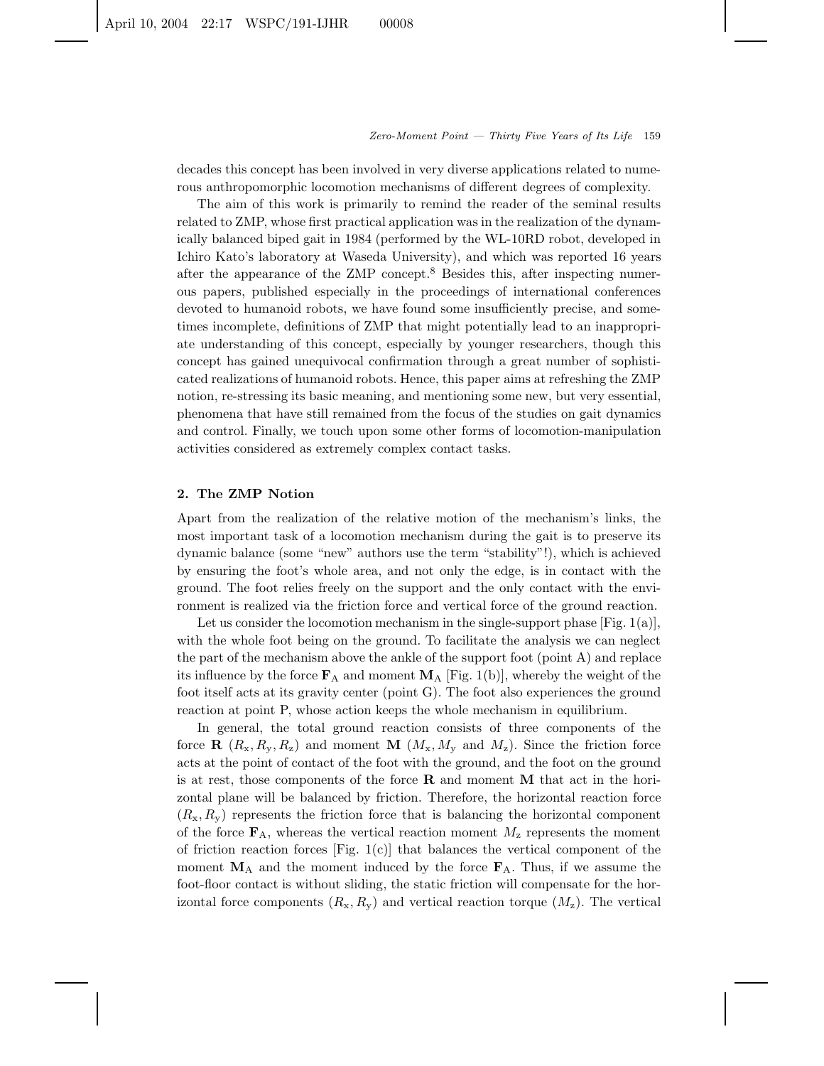decades this concept has been involved in very diverse applications related to numerous anthropomorphic locomotion mechanisms of different degrees of complexity.

The aim of this work is primarily to remind the reader of the seminal results related to ZMP, whose first practical application was in the realization of the dynamically balanced biped gait in 1984 (performed by the WL-10RD robot, developed in Ichiro Kato's laboratory at Waseda University), and which was reported 16 years after the appearance of the ZMP concept.[8] Besides this, after inspecting numerous papers, published especially in the proceedings of international conferences devoted to humanoid robots, we have found some insufficiently precise, and sometimes incomplete, definitions of ZMP that might potentially lead to an inappropriate understanding of this concept, especially by younger researchers, though this concept has gained unequivocal confirmation through a great number of sophisticated realizations of humanoid robots. Hence, this paper aims at refreshing the ZMP notion, re-stressing its basic meaning, and mentioning some new, but very essential, phenomena that have still remained from the focus of the studies on gait dynamics and control. Finally, we touch upon some other forms of locomotion-manipulation activities considered as extremely complex contact tasks.

## 2. The ZMP Notion

Apart from the realization of the relative motion of the mechanism's links, the most important task of a locomotion mechanism during the gait is to preserve its dynamic balance (some "new" authors use the term "stability"!), which is achieved by ensuring the foot's whole area, and not only the edge, is in contact with the ground. The foot relies freely on the support and the only contact with the environment is realized via the friction force and vertical force of the ground reaction.

Let us consider the locomotion mechanism in the single-support phase [Fig. 1(a)], with the whole foot being on the ground. To facilitate the analysis we can neglect the part of the mechanism above the ankle of the support foot (point A) and replace its influence by the force $\mathbf{F}_{\mathrm{A}}$ and moment $\mathbf{M}_{\mathrm{A}}$ [Fig. 1(b)], whereby the weight of the foot itself acts at its gravity center (point G). The foot also experiences the ground reaction at point P, whose action keeps the whole mechanism in equilibrium.

In general, the total ground reaction consists of three components of the force $\mathbf{R}$ $(R_{\mathrm{x}}, R_{\mathrm{y}}, R_{\mathrm{z}})$ and moment $\mathbf{M}$ $(M_{\mathrm{x}}, M_{\mathrm{y}}$ and $M_{\mathrm{z}})$. Since the friction force acts at the point of contact of the foot with the ground, and the foot on the ground is at rest, those components of the force $\mathbf{R}$ and moment $\mathbf{M}$ that act in the horizontal plane will be balanced by friction. Therefore, the horizontal reaction force $(R_{\mathrm{x}}, R_{\mathrm{y}})$ represents the friction force that is balancing the horizontal component of the force $\mathbf{F}_{\mathrm{A}}$, whereas the vertical reaction moment $M_{\mathrm{z}}$ represents the moment of friction reaction forces [Fig. 1(c)] that balances the vertical component of the moment $\mathbf{M}_{\mathrm{A}}$ and the moment induced by the force $\mathbf{F}_{\mathrm{A}}$. Thus, if we assume the foot-floor contact is without sliding, the static friction will compensate for the horizontal force components $(R_{\mathrm{x}}, R_{\mathrm{y}})$ and vertical reaction torque $(M_{\mathrm{z}})$. The vertical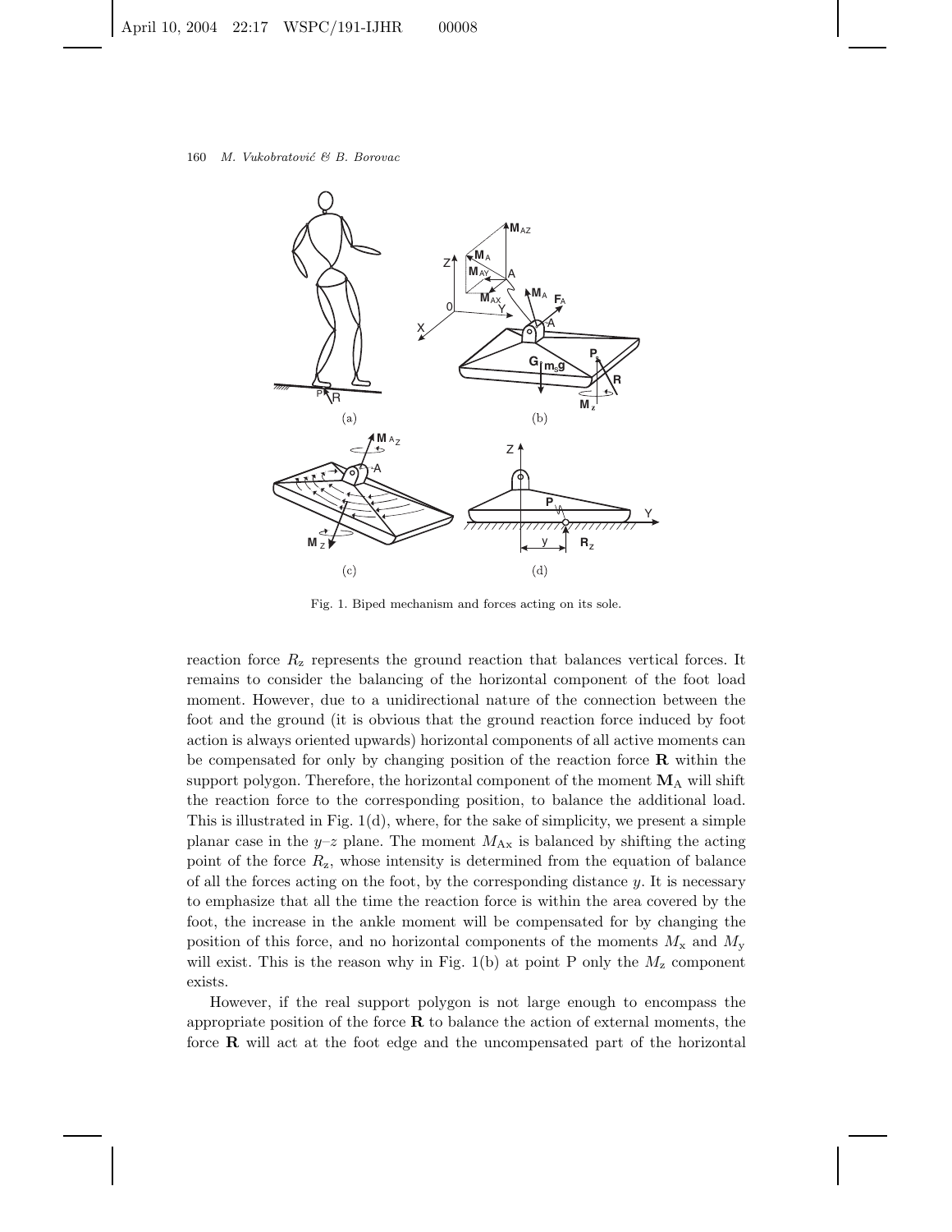Fig. 1. Biped mechanism and forces acting on its sole.

reaction force $R_z$ represents the ground reaction that balances vertical forces. It remains to consider the balancing of the horizontal component of the foot load moment. However, due to a unidirectional nature of the connection between the foot and the ground (it is obvious that the ground reaction force induced by foot action is always oriented upwards) horizontal components of all active moments can be compensated for only by changing position of the reaction force $\mathbf{R}$ within the support polygon. Therefore, the horizontal component of the moment $\mathbf{M}_A$ will shift the reaction force to the corresponding position, to balance the additional load. This is illustrated in Fig. 1(d), where, for the sake of simplicity, we present a simple planar case in the $y$–$z$ plane. The moment $M_{Ax}$ is balanced by shifting the acting point of the force $R_z$, whose intensity is determined from the equation of balance of all the forces acting on the foot, by the corresponding distance $y$. It is necessary to emphasize that all the time the reaction force is within the area covered by the foot, the increase in the ankle moment will be compensated for by changing the position of this force, and no horizontal components of the moments $M_x$ and $M_y$ will exist. This is the reason why in Fig. 1(b) at point P only the $M_z$ component exists.

However, if the real support polygon is not large enough to encompass the appropriate position of the force $\mathbf{R}$ to balance the action of external moments, the force $\mathbf{R}$ will act at the foot edge and the uncompensated part of the horizontal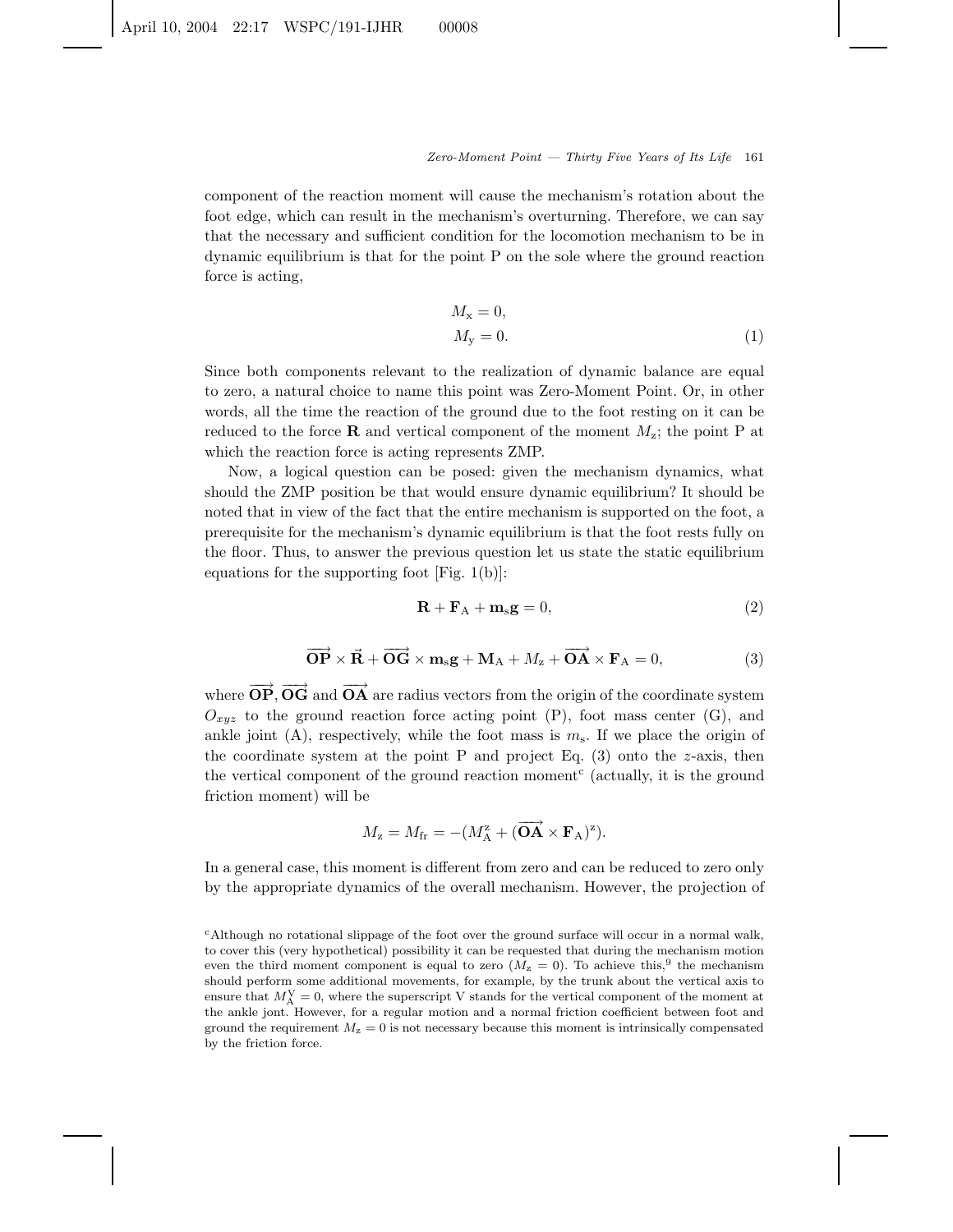component of the reaction moment will cause the mechanism's rotation about the foot edge, which can result in the mechanism's overturning. Therefore, we can say that the necessary and sufficient condition for the locomotion mechanism to be in dynamic equilibrium is that for the point P on the sole where the ground reaction force is acting,

$$
\begin{aligned}
M_{\mathrm{x}} &= 0, \\
M_{\mathrm{y}} &= 0.
\end{aligned}
\tag{1}
$$

Since both components relevant to the realization of dynamic balance are equal to zero, a natural choice to name this point was Zero-Moment Point. Or, in other words, all the time the reaction of the ground due to the foot resting on it can be reduced to the force $\mathbf{R}$ and vertical component of the moment $M_{\mathrm{z}}$; the point P at which the reaction force is acting represents ZMP.

Now, a logical question can be posed: given the mechanism dynamics, what should the ZMP position be that would ensure dynamic equilibrium? It should be noted that in view of the fact that the entire mechanism is supported on the foot, a prerequisite for the mechanism's dynamic equilibrium is that the foot rests fully on the floor. Thus, to answer the previous question let us state the static equilibrium equations for the supporting foot [Fig. 1(b)]:

$$
\mathbf{R} + \mathbf{F}_{\mathrm{A}} + \mathbf{m}_{\mathrm{s}}\mathbf{g} = 0, \tag{2}
$$

$$
\overrightarrow{\mathbf{OP}} \times \vec{\mathbf{R}} + \overrightarrow{\mathbf{OG}} \times \mathbf{m}_{\mathrm{s}}\mathbf{g} + \mathbf{M}_{\mathrm{A}} + M_{\mathrm{z}} + \overrightarrow{\mathbf{OA}} \times \mathbf{F}_{\mathrm{A}} = 0, \tag{3}
$$

where $\overrightarrow{\mathbf{OP}}$, $\overrightarrow{\mathbf{OG}}$ and $\overrightarrow{\mathbf{OA}}$ are radius vectors from the origin of the coordinate system $O_{xyz}$ to the ground reaction force acting point (P), foot mass center (G), and ankle joint (A), respectively, while the foot mass is $m_{\mathrm{s}}$. If we place the origin of the coordinate system at the point P and project Eq. (3) onto the $z$-axis, then the vertical component of the ground reaction moment[c] (actually, it is the ground friction moment) will be

$$
M_{\mathrm{z}} = M_{\mathrm{fr}} = -(M_{\mathrm{A}}^{\mathrm{z}} + (\overrightarrow{\mathbf{OA}} \times \mathbf{F}_{\mathrm{A}})^{\mathrm{z}}).
$$

In a general case, this moment is different from zero and can be reduced to zero only by the appropriate dynamics of the overall mechanism. However, the projection of

[c] Although no rotational slippage of the foot over the ground surface will occur in a normal walk, to cover this (very hypothetical) possibility it can be requested that during the mechanism motion even the third moment component is equal to zero ($M_{\mathrm{z}} = 0$). To achieve this,[9] the mechanism should perform some additional movements, for example, by the trunk about the vertical axis to ensure that $M_{\mathrm{A}}^{\mathrm{V}} = 0$, where the superscript V stands for the vertical component of the moment at the ankle jont. However, for a regular motion and a normal friction coefficient between foot and ground the requirement $M_{\mathrm{z}} = 0$ is not necessary because this moment is intrinsically compensated by the friction force.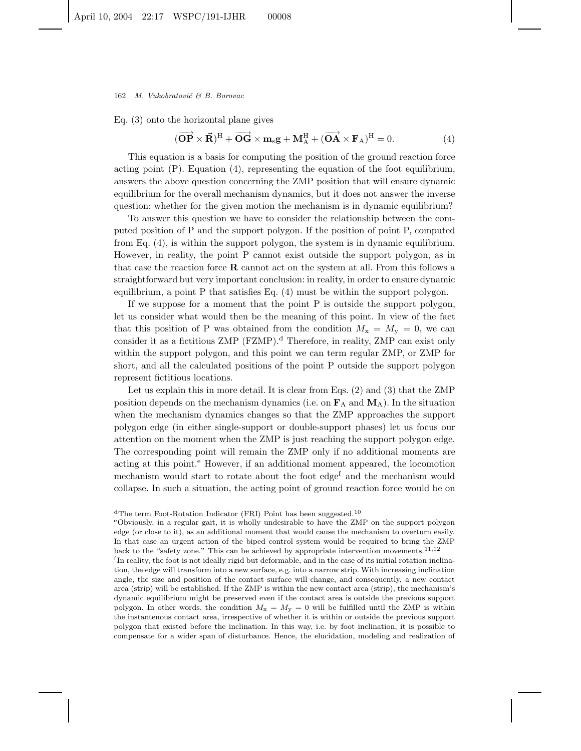Eq. (3) onto the horizontal plane gives

$$(\overrightarrow{\mathbf{OP}} \times \vec{\mathbf{R}})^{\mathrm{H}} + \overrightarrow{\mathbf{OG}} \times \mathbf{m}_{\mathrm{s}}\mathbf{g} + \mathbf{M}_{\mathrm{A}}^{\mathrm{H}} + (\overrightarrow{\mathbf{OA}} \times \mathbf{F}_{\mathrm{A}})^{\mathrm{H}} = 0. \tag{4}$$

This equation is a basis for computing the position of the ground reaction force acting point (P). Equation (4), representing the equation of the foot equilibrium, answers the above question concerning the ZMP position that will ensure dynamic equilibrium for the overall mechanism dynamics, but it does not answer the inverse question: whether for the given motion the mechanism is in dynamic equilibrium?

To answer this question we have to consider the relationship between the computed position of P and the support polygon. If the position of point P, computed from Eq. (4), is within the support polygon, the system is in dynamic equilibrium. However, in reality, the point P cannot exist outside the support polygon, as in that case the reaction force $\mathbf{R}$ cannot act on the system at all. From this follows a straightforward but very important conclusion: in reality, in order to ensure dynamic equilibrium, a point P that satisfies Eq. (4) must be within the support polygon.

If we suppose for a moment that the point P is outside the support polygon, let us consider what would then be the meaning of this point. In view of the fact that this position of P was obtained from the condition $M_{\mathrm{x}} = M_{\mathrm{y}} = 0$, we can consider it as a fictitious ZMP (FZMP).[d] Therefore, in reality, ZMP can exist only within the support polygon, and this point we can term regular ZMP, or ZMP for short, and all the calculated positions of the point P outside the support polygon represent fictitious locations.

Let us explain this in more detail. It is clear from Eqs. (2) and (3) that the ZMP position depends on the mechanism dynamics (i.e. on $\mathbf{F}_{\mathrm{A}}$ and $\mathbf{M}_{\mathrm{A}}$). In the situation when the mechanism dynamics changes so that the ZMP approaches the support polygon edge (in either single-support or double-support phases) let us focus our attention on the moment when the ZMP is just reaching the support polygon edge. The corresponding point will remain the ZMP only if no additional moments are acting at this point.[e] However, if an additional moment appeared, the locomotion mechanism would start to rotate about the foot edge[f] and the mechanism would collapse. In such a situation, the acting point of ground reaction force would be on

[d] The term Foot-Rotation Indicator (FRI) Point has been suggested.[10]

[e] Obviously, in a regular gait, it is wholly undesirable to have the ZMP on the support polygon edge (or close to it), as an additional moment that would cause the mechanism to overturn easily. In that case an urgent action of the biped control system would be required to bring the ZMP back to the "safety zone." This can be achieved by appropriate intervention movements.[11,12]

[f] In reality, the foot is not ideally rigid but deformable, and in the case of its initial rotation inclination, the edge will transform into a new surface, e.g. into a narrow strip. With increasing inclination angle, the size and position of the contact surface will change, and consequently, a new contact area (strip) will be established. If the ZMP is within the new contact area (strip), the mechanism's dynamic equilibrium might be preserved even if the contact area is outside the previous support polygon. In other words, the condition $M_{\mathrm{x}} = M_{\mathrm{y}} = 0$ will be fulfilled until the ZMP is within the instantaneous contact area, irrespective of whether it is within or outside the previous support polygon that existed before the inclination. In this way, i.e. by foot inclination, it is possible to compensate for a wider span of disturbance. Hence, the elucidation, modeling and realization of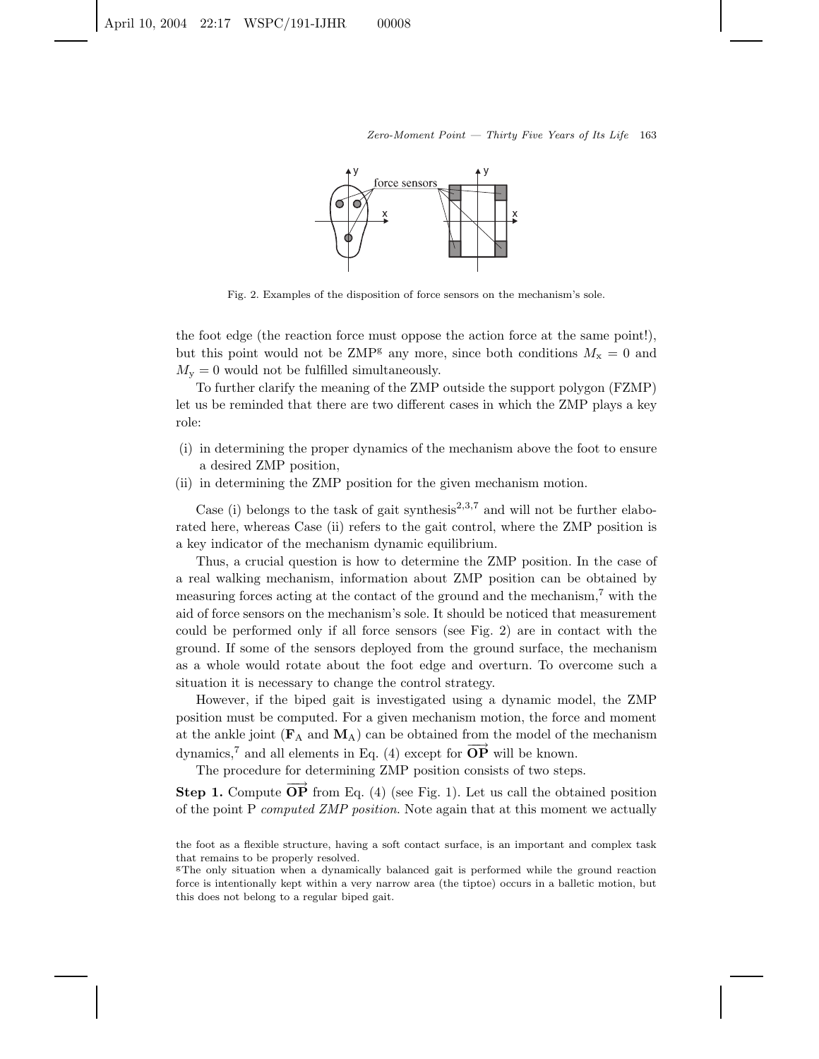Fig. 2. Examples of the disposition of force sensors on the mechanism's sole.

the foot edge (the reaction force must oppose the action force at the same point!), but this point would not be ZMP[g] any more, since both conditions $M_x = 0$ and $M_y = 0$ would not be fulfilled simultaneously.

To further clarify the meaning of the ZMP outside the support polygon (FZMP) let us be reminded that there are two different cases in which the ZMP plays a key role:

(i) in determining the proper dynamics of the mechanism above the foot to ensure a desired ZMP position,
(ii) in determining the ZMP position for the given mechanism motion.

Case (i) belongs to the task of gait synthesis[2,3,7] and will not be further elaborated here, whereas Case (ii) refers to the gait control, where the ZMP position is a key indicator of the mechanism dynamic equilibrium.

Thus, a crucial question is how to determine the ZMP position. In the case of a real walking mechanism, information about ZMP position can be obtained by measuring forces acting at the contact of the ground and the mechanism,[7] with the aid of force sensors on the mechanism's sole. It should be noticed that measurement could be performed only if all force sensors (see Fig. 2) are in contact with the ground. If some of the sensors deployed from the ground surface, the mechanism as a whole would rotate about the foot edge and overturn. To overcome such a situation it is necessary to change the control strategy.

However, if the biped gait is investigated using a dynamic model, the ZMP position must be computed. For a given mechanism motion, the force and moment at the ankle joint ($\mathbf{F}_A$ and $\mathbf{M}_A$) can be obtained from the model of the mechanism dynamics,[7] and all elements in Eq. (4) except for $\overrightarrow{\mathbf{OP}}$ will be known.

The procedure for determining ZMP position consists of two steps.

**Step 1.** Compute $\overrightarrow{\mathbf{OP}}$ from Eq. (4) (see Fig. 1). Let us call the obtained position of the point P *computed ZMP position*. Note again that at this moment we actually

the foot as a flexible structure, having a soft contact surface, is an important and complex task that remains to be properly resolved.

[g]The only situation when a dynamically balanced gait is performed while the ground reaction force is intentionally kept within a very narrow area (the tiptoe) occurs in a balletic motion, but this does not belong to a regular biped gait.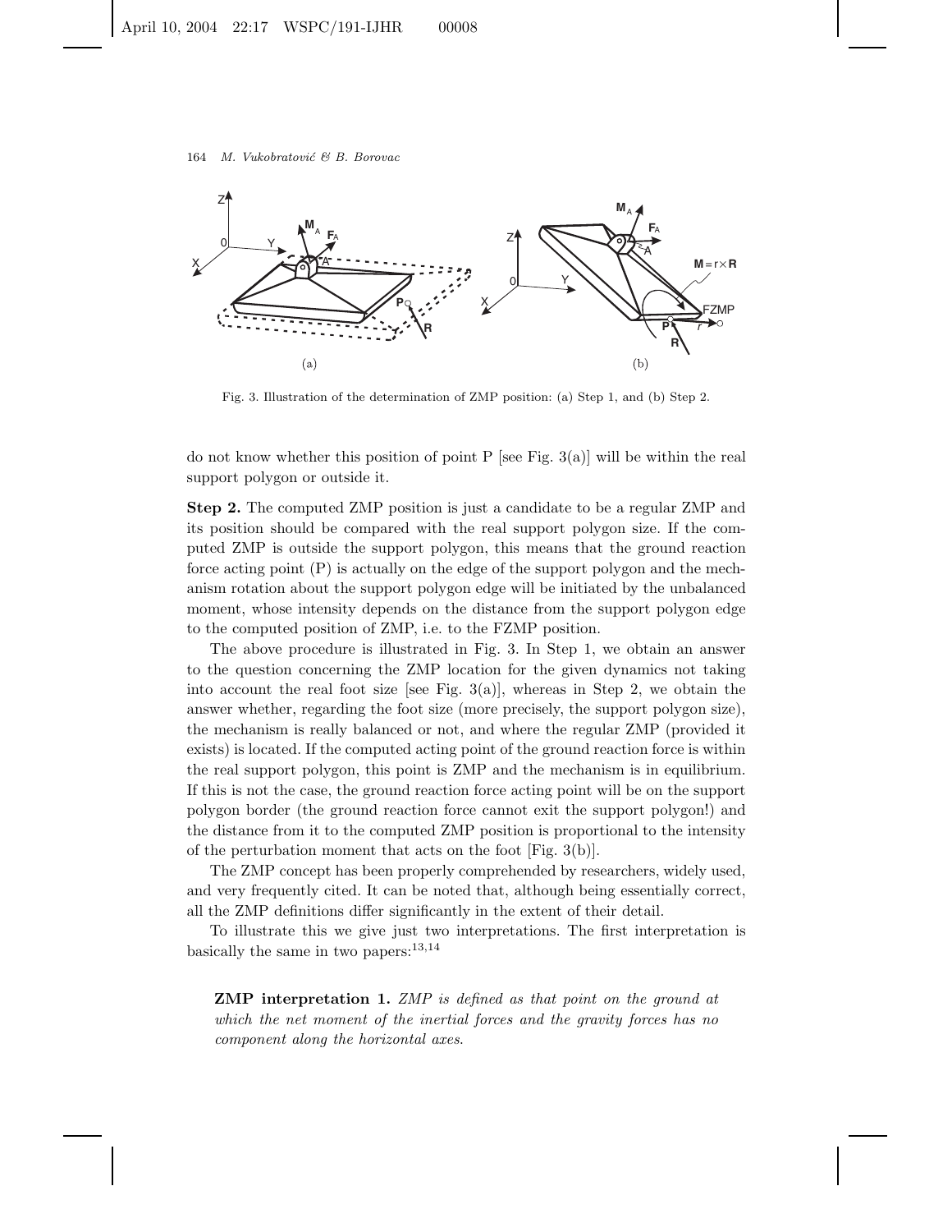Fig. 3. Illustration of the determination of ZMP position: (a) Step 1, and (b) Step 2.

do not know whether this position of point P [see Fig. 3(a)] will be within the real support polygon or outside it.

**Step 2.** The computed ZMP position is just a candidate to be a regular ZMP and its position should be compared with the real support polygon size. If the computed ZMP is outside the support polygon, this means that the ground reaction force acting point (P) is actually on the edge of the support polygon and the mechanism rotation about the support polygon edge will be initiated by the unbalanced moment, whose intensity depends on the distance from the support polygon edge to the computed position of ZMP, i.e. to the FZMP position.

The above procedure is illustrated in Fig. 3. In Step 1, we obtain an answer to the question concerning the ZMP location for the given dynamics not taking into account the real foot size [see Fig. 3(a)], whereas in Step 2, we obtain the answer whether, regarding the foot size (more precisely, the support polygon size), the mechanism is really balanced or not, and where the regular ZMP (provided it exists) is located. If the computed acting point of the ground reaction force is within the real support polygon, this point is ZMP and the mechanism is in equilibrium. If this is not the case, the ground reaction force acting point will be on the support polygon border (the ground reaction force cannot exit the support polygon!) and the distance from it to the computed ZMP position is proportional to the intensity of the perturbation moment that acts on the foot [Fig. 3(b)].

The ZMP concept has been properly comprehended by researchers, widely used, and very frequently cited. It can be noted that, although being essentially correct, all the ZMP definitions differ significantly in the extent of their detail.

To illustrate this we give just two interpretations. The first interpretation is basically the same in two papers:[13,14]

> **ZMP interpretation 1.** *ZMP is defined as that point on the ground at which the net moment of the inertial forces and the gravity forces has no component along the horizontal axes.*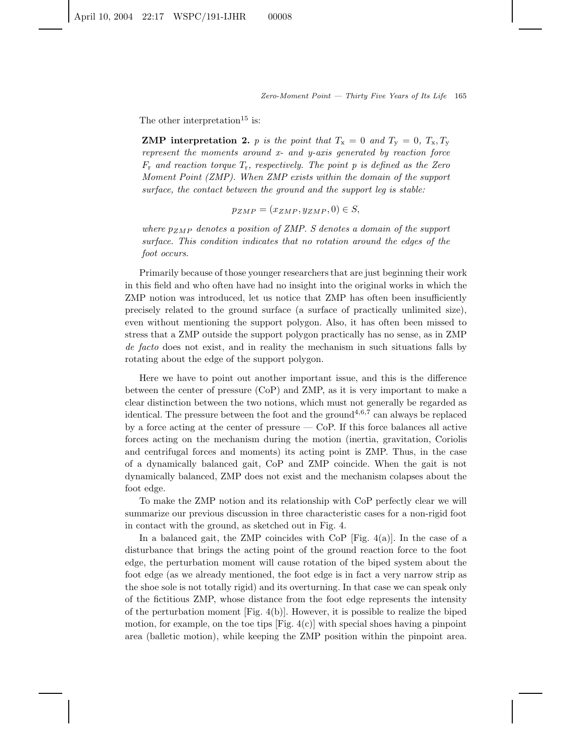The other interpretation[15] is:

**ZMP interpretation 2.** *p is the point that $T_x = 0$ and $T_y = 0$, $T_x, T_y$ represent the moments around x- and y-axis generated by reaction force $F_r$ and reaction torque $T_r$, respectively. The point p is defined as the Zero Moment Point (ZMP). When ZMP exists within the domain of the support surface, the contact between the ground and the support leg is stable:*

$$p_{ZMP} = (x_{ZMP}, y_{ZMP}, 0) \in S,$$

*where $p_{ZMP}$ denotes a position of ZMP. S denotes a domain of the support surface. This condition indicates that no rotation around the edges of the foot occurs.*

Primarily because of those younger researchers that are just beginning their work in this field and who often have had no insight into the original works in which the ZMP notion was introduced, let us notice that ZMP has often been insufficiently precisely related to the ground surface (a surface of practically unlimited size), even without mentioning the support polygon. Also, it has often been missed to stress that a ZMP outside the support polygon practically has no sense, as in ZMP *de facto* does not exist, and in reality the mechanism in such situations falls by rotating about the edge of the support polygon.

Here we have to point out another important issue, and this is the difference between the center of pressure (CoP) and ZMP, as it is very important to make a clear distinction between the two notions, which must not generally be regarded as identical. The pressure between the foot and the ground[4,6,7] can always be replaced by a force acting at the center of pressure — CoP. If this force balances all active forces acting on the mechanism during the motion (inertia, gravitation, Coriolis and centrifugal forces and moments) its acting point is ZMP. Thus, in the case of a dynamically balanced gait, CoP and ZMP coincide. When the gait is not dynamically balanced, ZMP does not exist and the mechanism colapses about the foot edge.

To make the ZMP notion and its relationship with CoP perfectly clear we will summarize our previous discussion in three characteristic cases for a non-rigid foot in contact with the ground, as sketched out in Fig. 4.

In a balanced gait, the ZMP coincides with CoP [Fig. 4(a)]. In the case of a disturbance that brings the acting point of the ground reaction force to the foot edge, the perturbation moment will cause rotation of the biped system about the foot edge (as we already mentioned, the foot edge is in fact a very narrow strip as the shoe sole is not totally rigid) and its overturning. In that case we can speak only of the fictitious ZMP, whose distance from the foot edge represents the intensity of the perturbation moment [Fig. 4(b)]. However, it is possible to realize the biped motion, for example, on the toe tips [Fig. 4(c)] with special shoes having a pinpoint area (balletic motion), while keeping the ZMP position within the pinpoint area.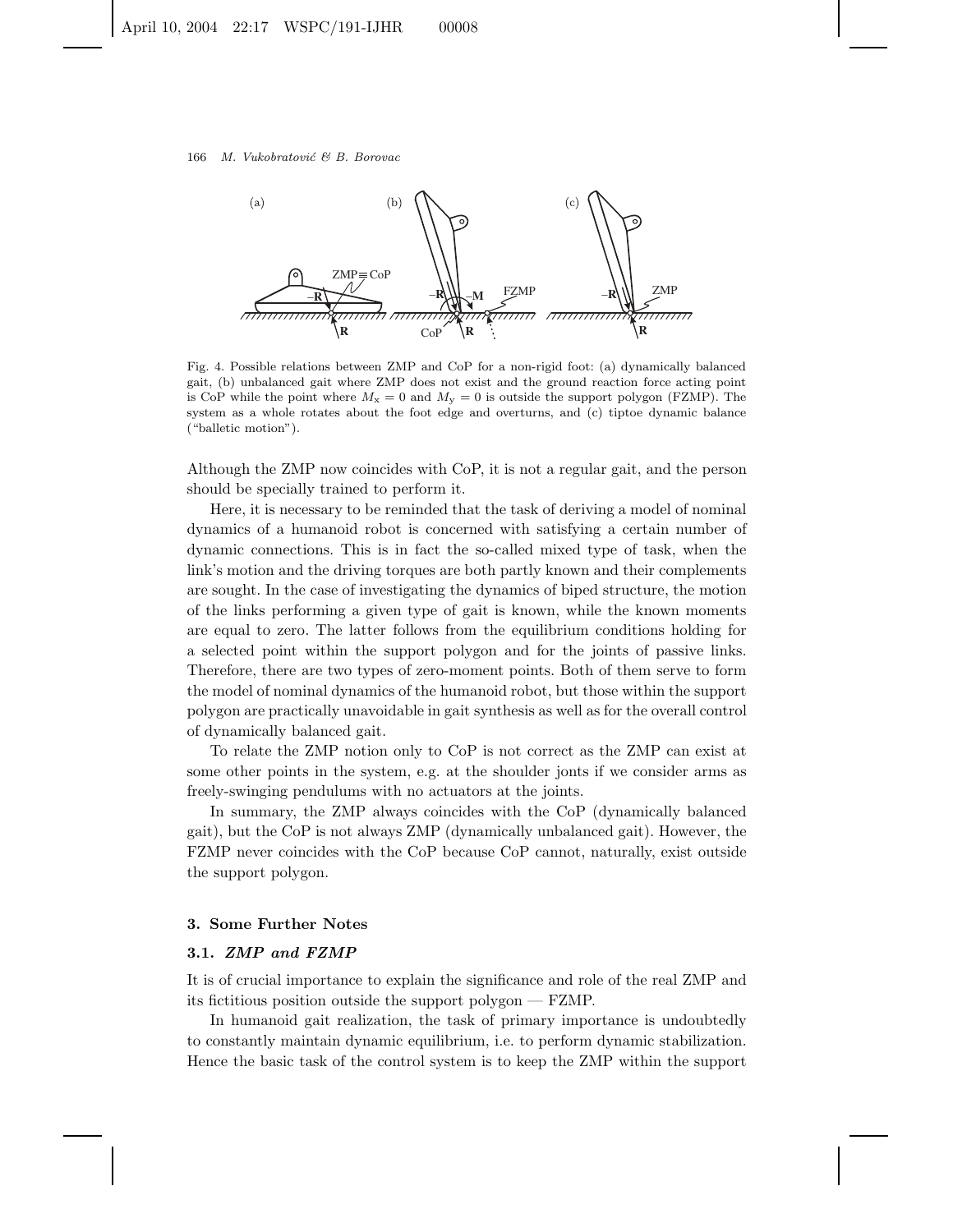(a) (b) (c)

ZMP≡CoP

–R

R

–R –M

FZMP

CoP R

–R ZMP

R

Fig. 4. Possible relations between ZMP and CoP for a non-rigid foot: (a) dynamically balanced gait, (b) unbalanced gait where ZMP does not exist and the ground reaction force acting point is CoP while the point where $M_x = 0$ and $M_y = 0$ is outside the support polygon (FZMP). The system as a whole rotates about the foot edge and overturns, and (c) tiptoe dynamic balance ("balletic motion").

Although the ZMP now coincides with CoP, it is not a regular gait, and the person should be specially trained to perform it.

Here, it is necessary to be reminded that the task of deriving a model of nominal dynamics of a humanoid robot is concerned with satisfying a certain number of dynamic connections. This is in fact the so-called mixed type of task, when the link's motion and the driving torques are both partly known and their complements are sought. In the case of investigating the dynamics of biped structure, the motion of the links performing a given type of gait is known, while the known moments are equal to zero. The latter follows from the equilibrium conditions holding for a selected point within the support polygon and for the joints of passive links. Therefore, there are two types of zero-moment points. Both of them serve to form the model of nominal dynamics of the humanoid robot, but those within the support polygon are practically unavoidable in gait synthesis as well as for the overall control of dynamically balanced gait.

To relate the ZMP notion only to CoP is not correct as the ZMP can exist at some other points in the system, e.g. at the shoulder jonts if we consider arms as freely-swinging pendulums with no actuators at the joints.

In summary, the ZMP always coincides with the CoP (dynamically balanced gait), but the CoP is not always ZMP (dynamically unbalanced gait). However, the FZMP never coincides with the CoP because CoP cannot, naturally, exist outside the support polygon.

## 3. Some Further Notes

### 3.1. *ZMP and FZMP*

It is of crucial importance to explain the significance and role of the real ZMP and its fictitious position outside the support polygon — FZMP.

In humanoid gait realization, the task of primary importance is undoubtedly to constantly maintain dynamic equilibrium, i.e. to perform dynamic stabilization. Hence the basic task of the control system is to keep the ZMP within the support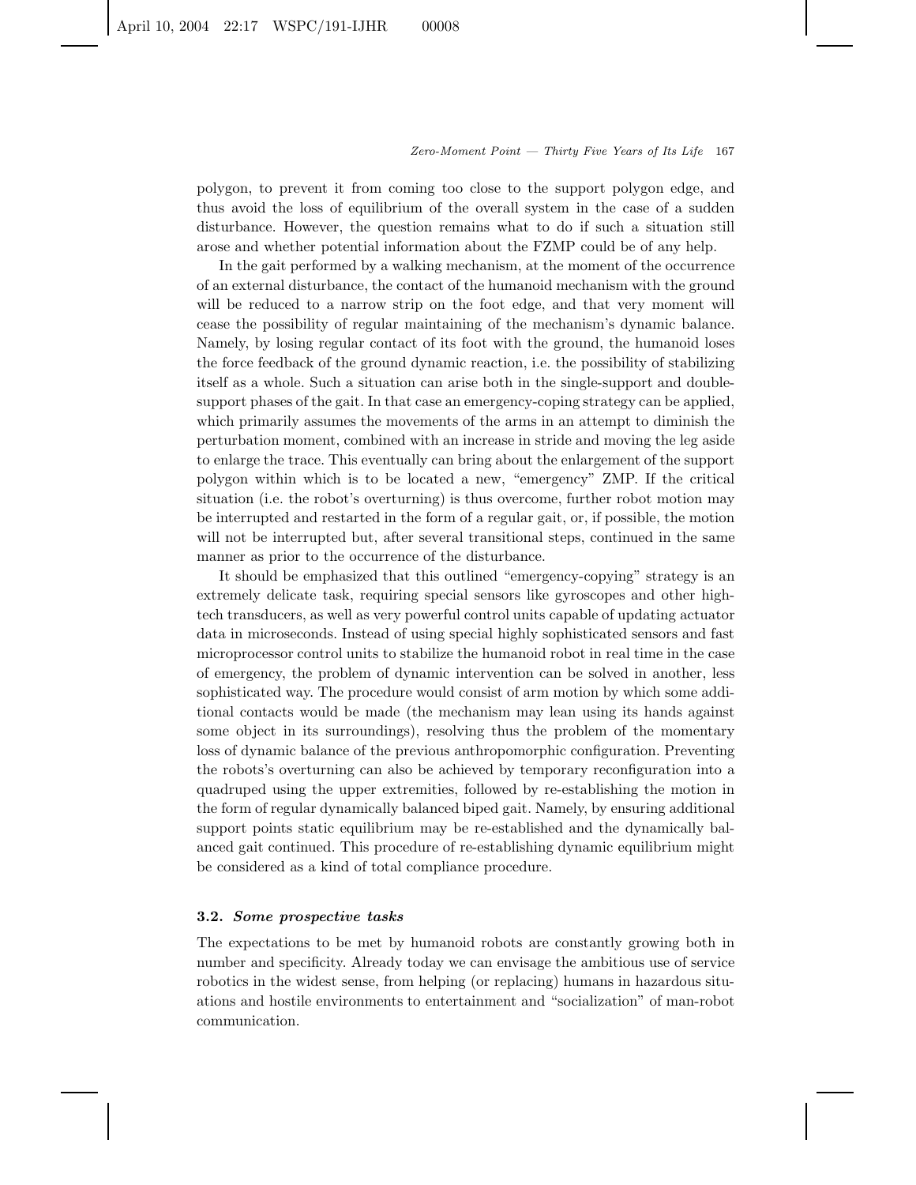polygon, to prevent it from coming too close to the support polygon edge, and thus avoid the loss of equilibrium of the overall system in the case of a sudden disturbance. However, the question remains what to do if such a situation still arose and whether potential information about the FZMP could be of any help.

In the gait performed by a walking mechanism, at the moment of the occurrence of an external disturbance, the contact of the humanoid mechanism with the ground will be reduced to a narrow strip on the foot edge, and that very moment will cease the possibility of regular maintaining of the mechanism's dynamic balance. Namely, by losing regular contact of its foot with the ground, the humanoid loses the force feedback of the ground dynamic reaction, i.e. the possibility of stabilizing itself as a whole. Such a situation can arise both in the single-support and double-support phases of the gait. In that case an emergency-coping strategy can be applied, which primarily assumes the movements of the arms in an attempt to diminish the perturbation moment, combined with an increase in stride and moving the leg aside to enlarge the trace. This eventually can bring about the enlargement of the support polygon within which is to be located a new, "emergency" ZMP. If the critical situation (i.e. the robot's overturning) is thus overcome, further robot motion may be interrupted and restarted in the form of a regular gait, or, if possible, the motion will not be interrupted but, after several transitional steps, continued in the same manner as prior to the occurrence of the disturbance.

It should be emphasized that this outlined "emergency-copying" strategy is an extremely delicate task, requiring special sensors like gyroscopes and other high-tech transducers, as well as very powerful control units capable of updating actuator data in microseconds. Instead of using special highly sophisticated sensors and fast microprocessor control units to stabilize the humanoid robot in real time in the case of emergency, the problem of dynamic intervention can be solved in another, less sophisticated way. The procedure would consist of arm motion by which some additional contacts would be made (the mechanism may lean using its hands against some object in its surroundings), resolving thus the problem of the momentary loss of dynamic balance of the previous anthropomorphic configuration. Preventing the robots's overturning can also be achieved by temporary reconfiguration into a quadruped using the upper extremities, followed by re-establishing the motion in the form of regular dynamically balanced biped gait. Namely, by ensuring additional support points static equilibrium may be re-established and the dynamically balanced gait continued. This procedure of re-establishing dynamic equilibrium might be considered as a kind of total compliance procedure.

### 3.2. *Some prospective tasks*

The expectations to be met by humanoid robots are constantly growing both in number and specificity. Already today we can envisage the ambitious use of service robotics in the widest sense, from helping (or replacing) humans in hazardous situations and hostile environments to entertainment and "socialization" of man-robot communication.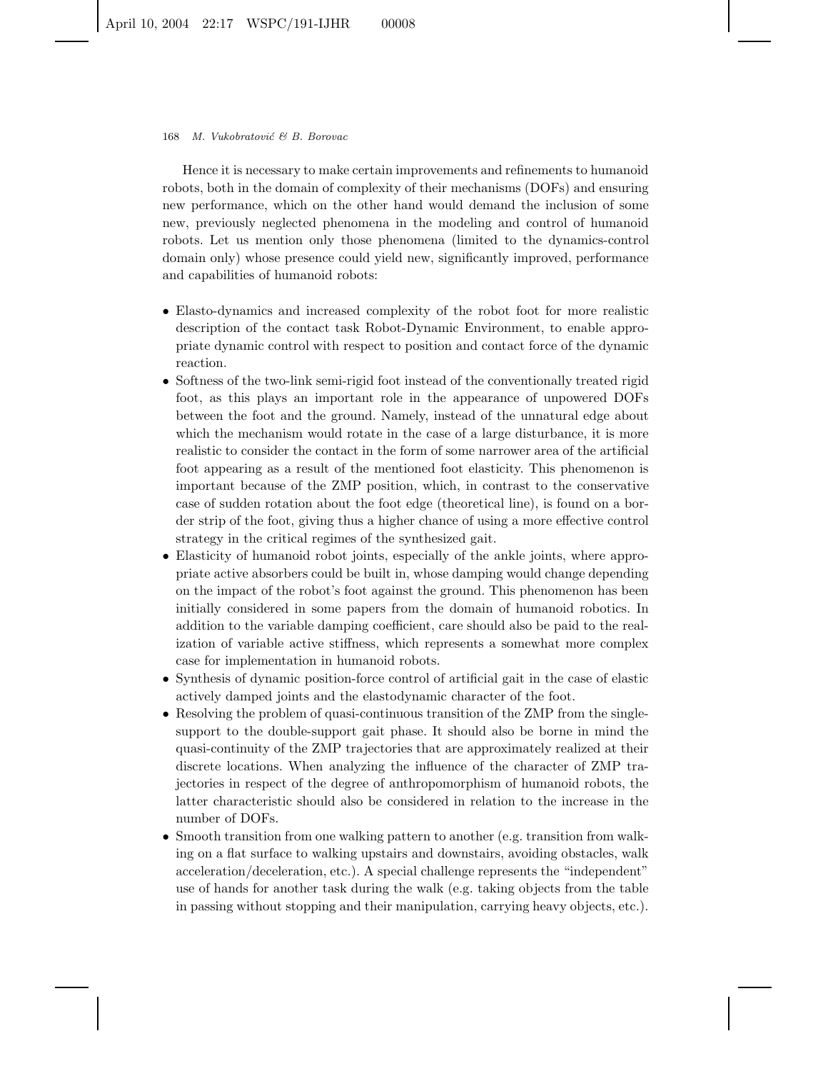Hence it is necessary to make certain improvements and refinements to humanoid robots, both in the domain of complexity of their mechanisms (DOFs) and ensuring new performance, which on the other hand would demand the inclusion of some new, previously neglected phenomena in the modeling and control of humanoid robots. Let us mention only those phenomena (limited to the dynamics-control domain only) whose presence could yield new, significantly improved, performance and capabilities of humanoid robots:

- Elasto-dynamics and increased complexity of the robot foot for more realistic description of the contact task Robot-Dynamic Environment, to enable appropriate dynamic control with respect to position and contact force of the dynamic reaction.
- Softness of the two-link semi-rigid foot instead of the conventionally treated rigid foot, as this plays an important role in the appearance of unpowered DOFs between the foot and the ground. Namely, instead of the unnatural edge about which the mechanism would rotate in the case of a large disturbance, it is more realistic to consider the contact in the form of some narrower area of the artificial foot appearing as a result of the mentioned foot elasticity. This phenomenon is important because of the ZMP position, which, in contrast to the conservative case of sudden rotation about the foot edge (theoretical line), is found on a border strip of the foot, giving thus a higher chance of using a more effective control strategy in the critical regimes of the synthesized gait.
- Elasticity of humanoid robot joints, especially of the ankle joints, where appropriate active absorbers could be built in, whose damping would change depending on the impact of the robot's foot against the ground. This phenomenon has been initially considered in some papers from the domain of humanoid robotics. In addition to the variable damping coefficient, care should also be paid to the realization of variable active stiffness, which represents a somewhat more complex case for implementation in humanoid robots.
- Synthesis of dynamic position-force control of artificial gait in the case of elastic actively damped joints and the elastodynamic character of the foot.
- Resolving the problem of quasi-continuous transition of the ZMP from the single-support to the double-support gait phase. It should also be borne in mind the quasi-continuity of the ZMP trajectories that are approximately realized at their discrete locations. When analyzing the influence of the character of ZMP trajectories in respect of the degree of anthropomorphism of humanoid robots, the latter characteristic should also be considered in relation to the increase in the number of DOFs.
- Smooth transition from one walking pattern to another (e.g. transition from walking on a flat surface to walking upstairs and downstairs, avoiding obstacles, walk acceleration/deceleration, etc.). A special challenge represents the "independent" use of hands for another task during the walk (e.g. taking objects from the table in passing without stopping and their manipulation, carrying heavy objects, etc.).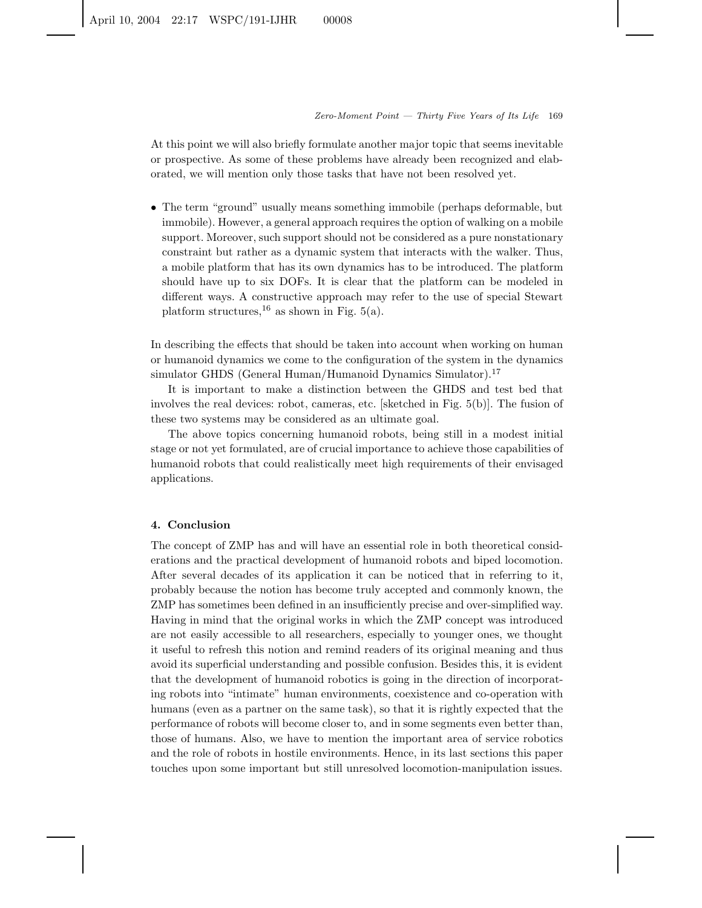At this point we will also briefly formulate another major topic that seems inevitable or prospective. As some of these problems have already been recognized and elaborated, we will mention only those tasks that have not been resolved yet.

- The term "ground" usually means something immobile (perhaps deformable, but immobile). However, a general approach requires the option of walking on a mobile support. Moreover, such support should not be considered as a pure nonstationary constraint but rather as a dynamic system that interacts with the walker. Thus, a mobile platform that has its own dynamics has to be introduced. The platform should have up to six DOFs. It is clear that the platform can be modeled in different ways. A constructive approach may refer to the use of special Stewart platform structures,[16] as shown in Fig. 5(a).

In describing the effects that should be taken into account when working on human or humanoid dynamics we come to the configuration of the system in the dynamics simulator GHDS (General Human/Humanoid Dynamics Simulator).[17]

It is important to make a distinction between the GHDS and test bed that involves the real devices: robot, cameras, etc. [sketched in Fig. 5(b)]. The fusion of these two systems may be considered as an ultimate goal.

The above topics concerning humanoid robots, being still in a modest initial stage or not yet formulated, are of crucial importance to achieve those capabilities of humanoid robots that could realistically meet high requirements of their envisaged applications.

## 4. Conclusion

The concept of ZMP has and will have an essential role in both theoretical considerations and the practical development of humanoid robots and biped locomotion. After several decades of its application it can be noticed that in referring to it, probably because the notion has become truly accepted and commonly known, the ZMP has sometimes been defined in an insufficiently precise and over-simplified way. Having in mind that the original works in which the ZMP concept was introduced are not easily accessible to all researchers, especially to younger ones, we thought it useful to refresh this notion and remind readers of its original meaning and thus avoid its superficial understanding and possible confusion. Besides this, it is evident that the development of humanoid robotics is going in the direction of incorporating robots into "intimate" human environments, coexistence and co-operation with humans (even as a partner on the same task), so that it is rightly expected that the performance of robots will become closer to, and in some segments even better than, those of humans. Also, we have to mention the important area of service robotics and the role of robots in hostile environments. Hence, in its last sections this paper touches upon some important but still unresolved locomotion-manipulation issues.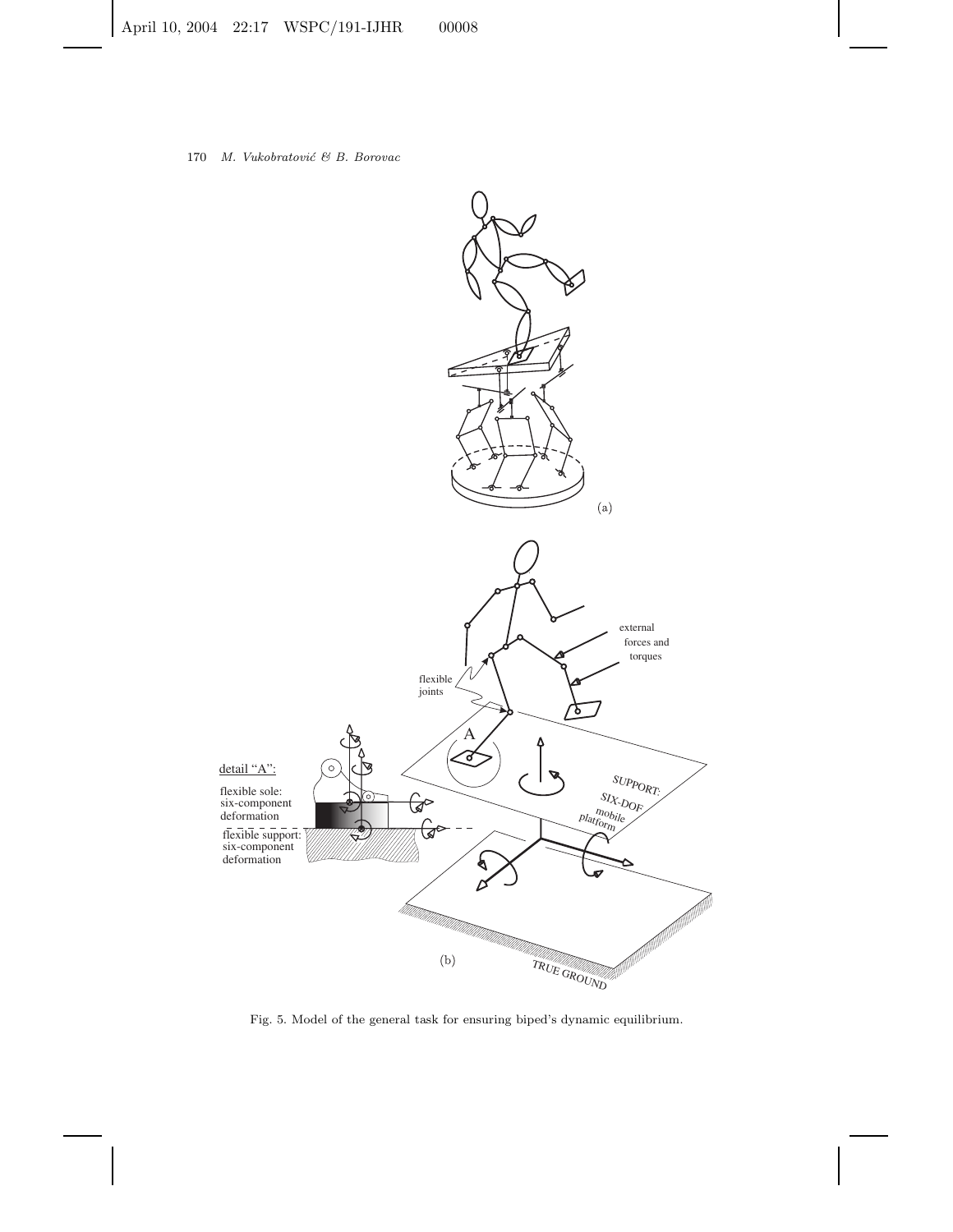Fig. 5. Model of the general task for ensuring biped's dynamic equilibrium.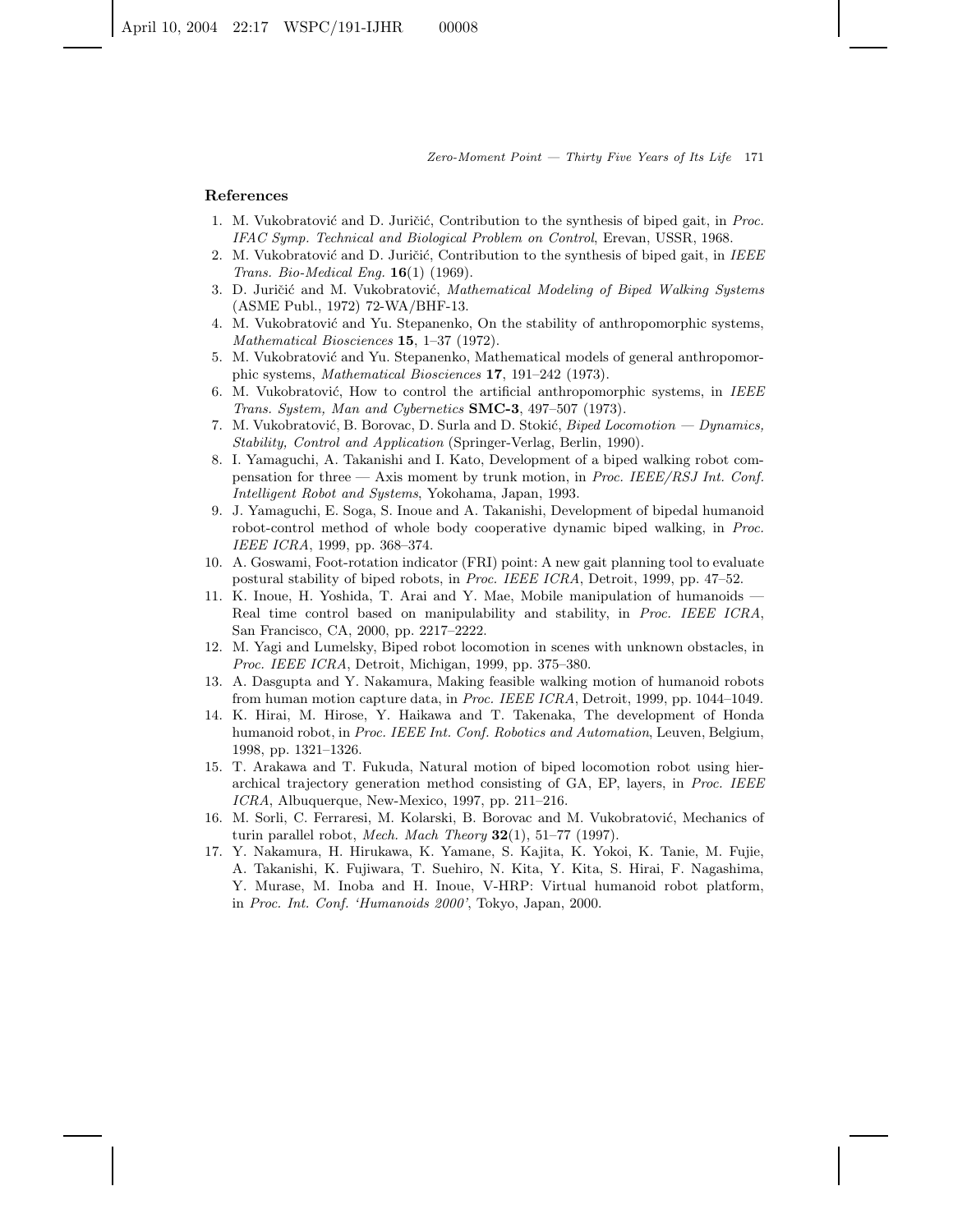## References

1. M. Vukobratović and D. Juričić, Contribution to the synthesis of biped gait, in *Proc. IFAC Symp. Technical and Biological Problem on Control*, Erevan, USSR, 1968.
2. M. Vukobratović and D. Juričić, Contribution to the synthesis of biped gait, in *IEEE Trans. Bio-Medical Eng.* **16**(1) (1969).
3. D. Juričić and M. Vukobratović, *Mathematical Modeling of Biped Walking Systems* (ASME Publ., 1972) 72-WA/BHF-13.
4. M. Vukobratović and Yu. Stepanenko, On the stability of anthropomorphic systems, *Mathematical Biosciences* **15**, 1–37 (1972).
5. M. Vukobratović and Yu. Stepanenko, Mathematical models of general anthropomorphic systems, *Mathematical Biosciences* **17**, 191–242 (1973).
6. M. Vukobratović, How to control the artificial anthropomorphic systems, in *IEEE Trans. System, Man and Cybernetics* **SMC-3**, 497–507 (1973).
7. M. Vukobratović, B. Borovac, D. Surla and D. Stokić, *Biped Locomotion — Dynamics, Stability, Control and Application* (Springer-Verlag, Berlin, 1990).
8. I. Yamaguchi, A. Takanishi and I. Kato, Development of a biped walking robot compensation for three — Axis moment by trunk motion, in *Proc. IEEE/RSJ Int. Conf. Intelligent Robot and Systems*, Yokohama, Japan, 1993.
9. J. Yamaguchi, E. Soga, S. Inoue and A. Takanishi, Development of bipedal humanoid robot-control method of whole body cooperative dynamic biped walking, in *Proc. IEEE ICRA*, 1999, pp. 368–374.
10. A. Goswami, Foot-rotation indicator (FRI) point: A new gait planning tool to evaluate postural stability of biped robots, in *Proc. IEEE ICRA*, Detroit, 1999, pp. 47–52.
11. K. Inoue, H. Yoshida, T. Arai and Y. Mae, Mobile manipulation of humanoids — Real time control based on manipulability and stability, in *Proc. IEEE ICRA*, San Francisco, CA, 2000, pp. 2217–2222.
12. M. Yagi and Lumelsky, Biped robot locomotion in scenes with unknown obstacles, in *Proc. IEEE ICRA*, Detroit, Michigan, 1999, pp. 375–380.
13. A. Dasgupta and Y. Nakamura, Making feasible walking motion of humanoid robots from human motion capture data, in *Proc. IEEE ICRA*, Detroit, 1999, pp. 1044–1049.
14. K. Hirai, M. Hirose, Y. Haikawa and T. Takenaka, The development of Honda humanoid robot, in *Proc. IEEE Int. Conf. Robotics and Automation*, Leuven, Belgium, 1998, pp. 1321–1326.
15. T. Arakawa and T. Fukuda, Natural motion of biped locomotion robot using hierarchical trajectory generation method consisting of GA, EP, layers, in *Proc. IEEE ICRA*, Albuquerque, New-Mexico, 1997, pp. 211–216.
16. M. Sorli, C. Ferraresi, M. Kolarski, B. Borovac and M. Vukobratović, Mechanics of turin parallel robot, *Mech. Mach Theory* **32**(1), 51–77 (1997).
17. Y. Nakamura, H. Hirukawa, K. Yamane, S. Kajita, K. Yokoi, K. Tanie, M. Fujie, A. Takanishi, K. Fujiwara, T. Suehiro, N. Kita, Y. Kita, S. Hirai, F. Nagashima, Y. Murase, M. Inoba and H. Inoue, V-HRP: Virtual humanoid robot platform, in *Proc. Int. Conf. 'Humanoids 2000'*, Tokyo, Japan, 2000.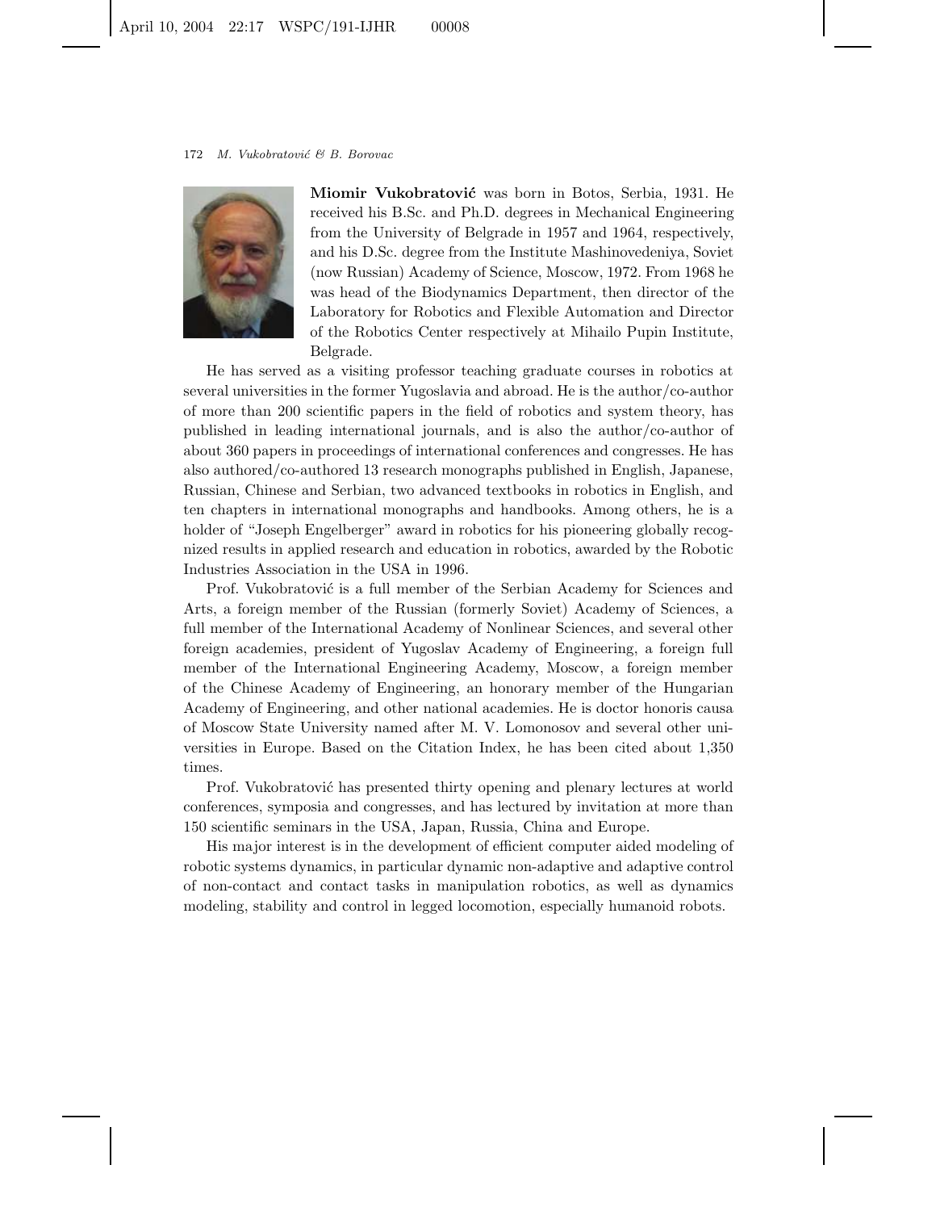**Miomir Vukobratović** was born in Botos, Serbia, 1931. He received his B.Sc. and Ph.D. degrees in Mechanical Engineering from the University of Belgrade in 1957 and 1964, respectively, and his D.Sc. degree from the Institute Mashinovedeniya, Soviet (now Russian) Academy of Science, Moscow, 1972. From 1968 he was head of the Biodynamics Department, then director of the Laboratory for Robotics and Flexible Automation and Director of the Robotics Center respectively at Mihailo Pupin Institute, Belgrade.

He has served as a visiting professor teaching graduate courses in robotics at several universities in the former Yugoslavia and abroad. He is the author/co-author of more than 200 scientific papers in the field of robotics and system theory, has published in leading international journals, and is also the author/co-author of about 360 papers in proceedings of international conferences and congresses. He has also authored/co-authored 13 research monographs published in English, Japanese, Russian, Chinese and Serbian, two advanced textbooks in robotics in English, and ten chapters in international monographs and handbooks. Among others, he is a holder of "Joseph Engelberger" award in robotics for his pioneering globally recognized results in applied research and education in robotics, awarded by the Robotic Industries Association in the USA in 1996.

Prof. Vukobratović is a full member of the Serbian Academy for Sciences and Arts, a foreign member of the Russian (formerly Soviet) Academy of Sciences, a full member of the International Academy of Nonlinear Sciences, and several other foreign academies, president of Yugoslav Academy of Engineering, a foreign full member of the International Engineering Academy, Moscow, a foreign member of the Chinese Academy of Engineering, an honorary member of the Hungarian Academy of Engineering, and other national academies. He is doctor honoris causa of Moscow State University named after M. V. Lomonosov and several other universities in Europe. Based on the Citation Index, he has been cited about 1,350 times.

Prof. Vukobratović has presented thirty opening and plenary lectures at world conferences, symposia and congresses, and has lectured by invitation at more than 150 scientific seminars in the USA, Japan, Russia, China and Europe.

His major interest is in the development of efficient computer aided modeling of robotic systems dynamics, in particular dynamic non-adaptive and adaptive control of non-contact and contact tasks in manipulation robotics, as well as dynamics modeling, stability and control in legged locomotion, especially humanoid robots.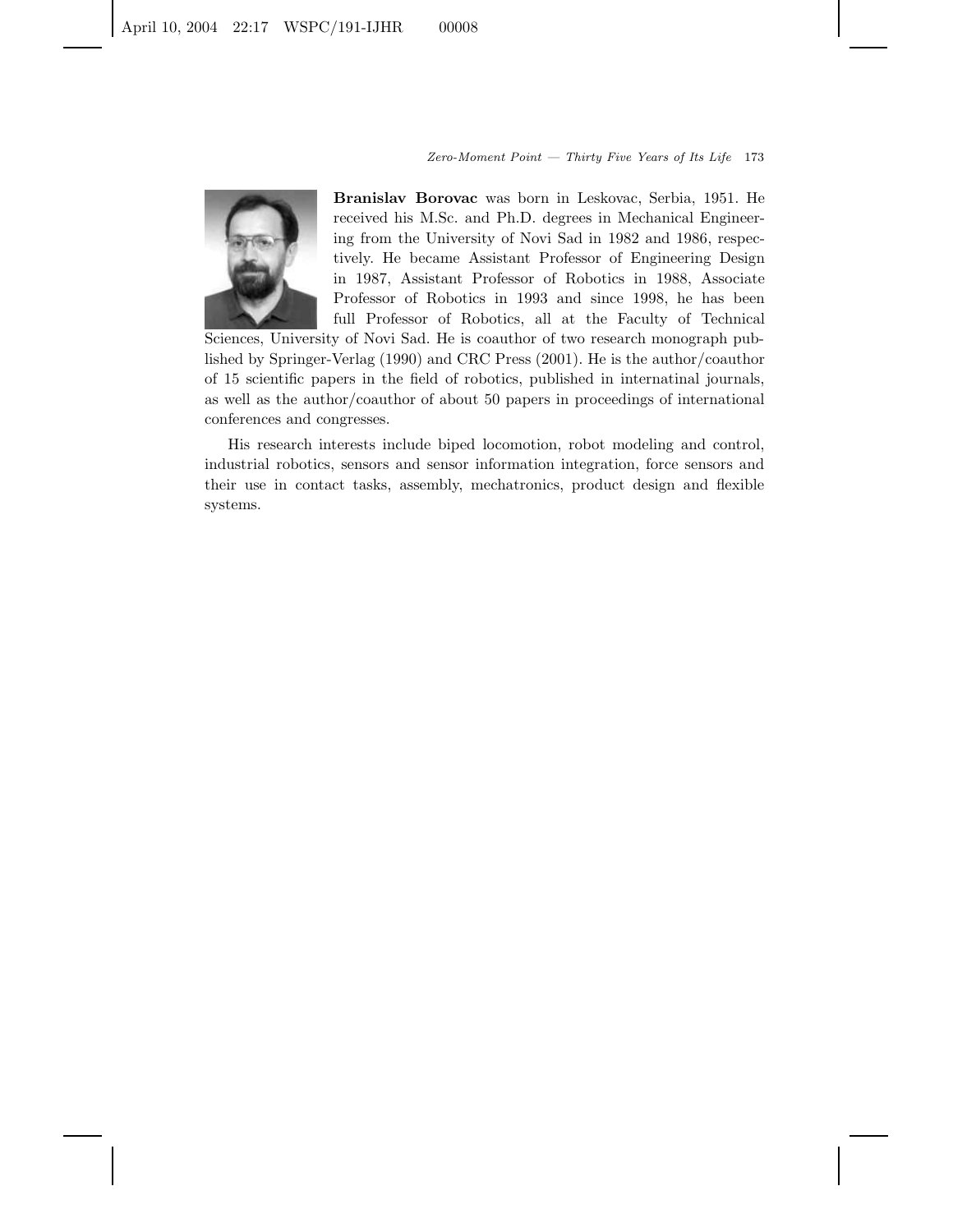**Branislav Borovac** was born in Leskovac, Serbia, 1951. He received his M.Sc. and Ph.D. degrees in Mechanical Engineering from the University of Novi Sad in 1982 and 1986, respectively. He became Assistant Professor of Engineering Design in 1987, Assistant Professor of Robotics in 1988, Associate Professor of Robotics in 1993 and since 1998, he has been full Professor of Robotics, all at the Faculty of Technical Sciences, University of Novi Sad. He is coauthor of two research monograph published by Springer-Verlag (1990) and CRC Press (2001). He is the author/coauthor of 15 scientific papers in the field of robotics, published in internatinal journals, as well as the author/coauthor of about 50 papers in proceedings of international conferences and congresses.

His research interests include biped locomotion, robot modeling and control, industrial robotics, sensors and sensor information integration, force sensors and their use in contact tasks, assembly, mechatronics, product design and flexible systems.